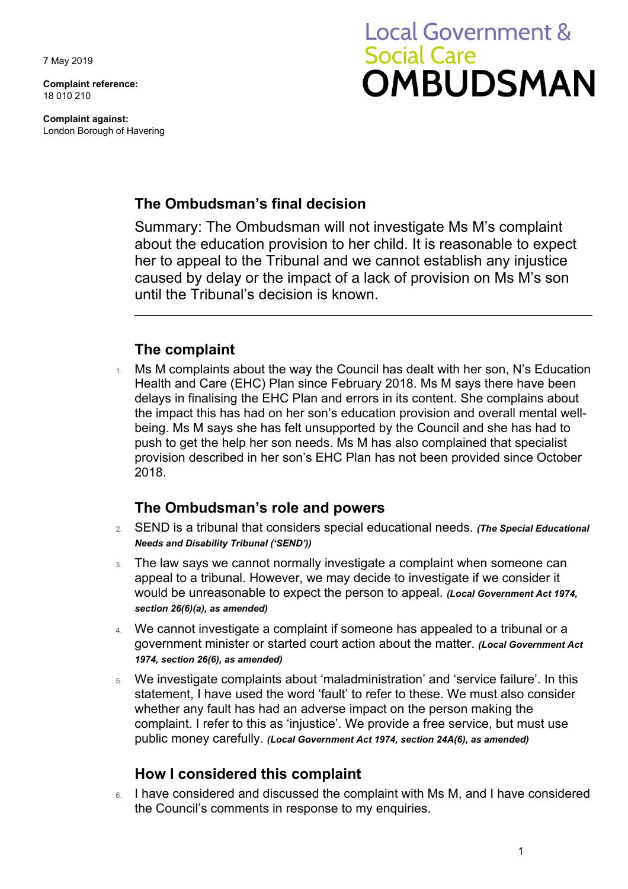7 May 2019

**Complaint reference:**
18 010 210

**Complaint against:**
London Borough of Havering

# Local Government & Social Care OMBUDSMAN

## The Ombudsman's final decision

Summary: The Ombudsman will not investigate Ms M's complaint about the education provision to her child. It is reasonable to expect her to appeal to the Tribunal and we cannot establish any injustice caused by delay or the impact of a lack of provision on Ms M's son until the Tribunal's decision is known.

## The complaint

1. Ms M complains about the way the Council has dealt with her son, N's Education Health and Care (EHC) Plan since February 2018. Ms M says there have been delays in finalising the EHC Plan and errors in its content. She complains about the impact this has had on her son's education provision and overall mental well-being. Ms M says she has felt unsupported by the Council and she has had to push to get the help her son needs. Ms M has also complained that specialist provision described in her son's EHC Plan has not been provided since October 2018.

## The Ombudsman's role and powers

2. SEND is a tribunal that considers special educational needs. ***(The Special Educational Needs and Disability Tribunal ('SEND'))***
3. The law says we cannot normally investigate a complaint when someone can appeal to a tribunal. However, we may decide to investigate if we consider it would be unreasonable to expect the person to appeal. ***(Local Government Act 1974, section 26(6)(a), as amended)***
4. We cannot investigate a complaint if someone has appealed to a tribunal or a government minister or started court action about the matter. ***(Local Government Act 1974, section 26(6), as amended)***
5. We investigate complaints about 'maladministration' and 'service failure'. In this statement, I have used the word 'fault' to refer to these. We must also consider whether any fault has had an adverse impact on the person making the complaint. I refer to this as 'injustice'. We provide a free service, but must use public money carefully. ***(Local Government Act 1974, section 24A(6), as amended)***

## How I considered this complaint

6. I have considered and discussed the complaint with Ms M, and I have considered the Council's comments in response to my enquiries.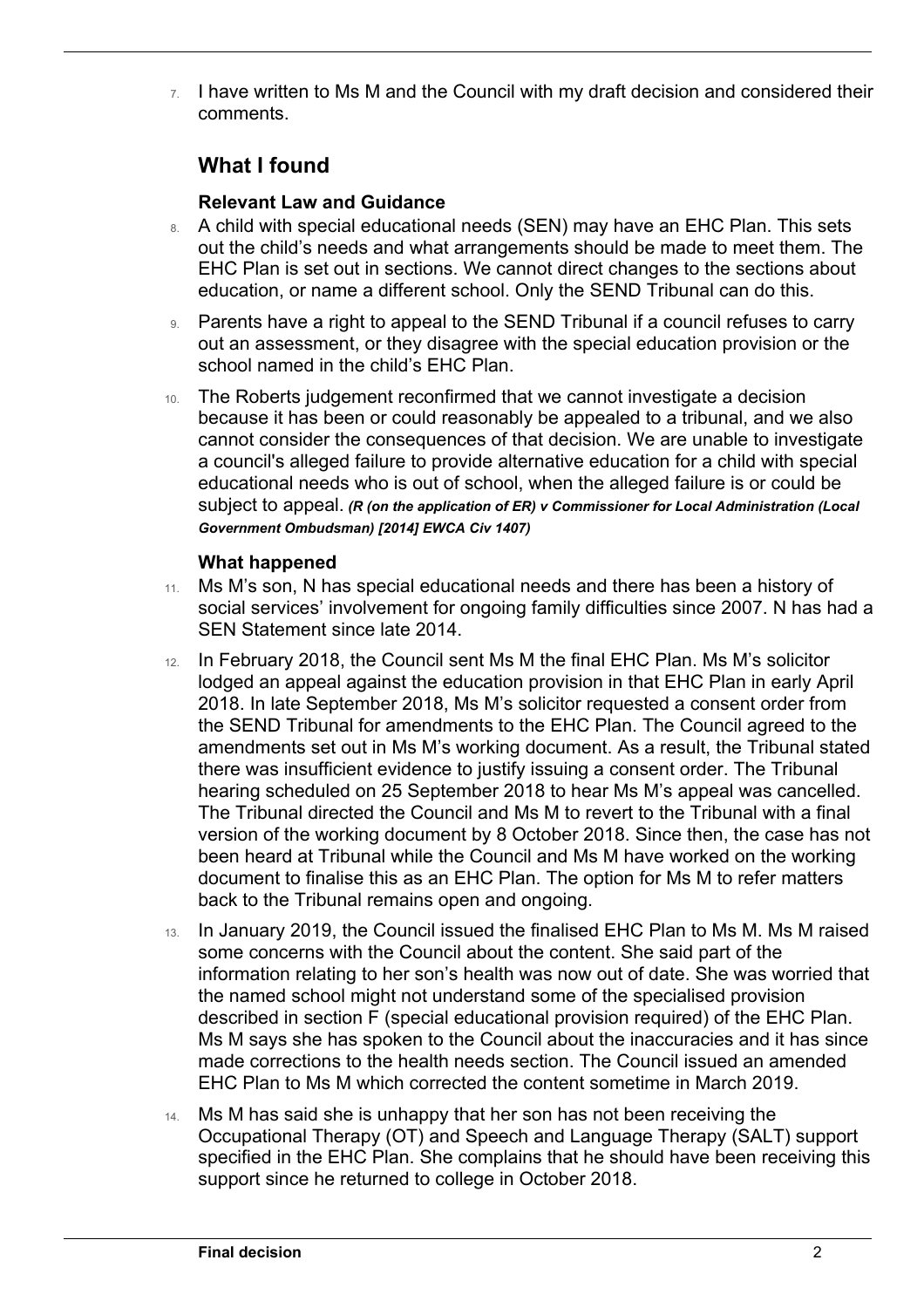7. I have written to Ms M and the Council with my draft decision and considered their comments.

## What I found

### Relevant Law and Guidance

8. A child with special educational needs (SEN) may have an EHC Plan. This sets out the child's needs and what arrangements should be made to meet them. The EHC Plan is set out in sections. We cannot direct changes to the sections about education, or name a different school. Only the SEND Tribunal can do this.

9. Parents have a right to appeal to the SEND Tribunal if a council refuses to carry out an assessment, or they disagree with the special education provision or the school named in the child's EHC Plan.

10. The Roberts judgement reconfirmed that we cannot investigate a decision because it has been or could reasonably be appealed to a tribunal, and we also cannot consider the consequences of that decision. We are unable to investigate a council's alleged failure to provide alternative education for a child with special educational needs who is out of school, when the alleged failure is or could be subject to appeal. ***(R (on the application of ER) v Commissioner for Local Administration (Local Government Ombudsman) [2014] EWCA Civ 1407)***

### What happened

11. Ms M's son, N has special educational needs and there has been a history of social services' involvement for ongoing family difficulties since 2007. N has had a SEN Statement since late 2014.

12. In February 2018, the Council sent Ms M the final EHC Plan. Ms M's solicitor lodged an appeal against the education provision in that EHC Plan in early April 2018. In late September 2018, Ms M's solicitor requested a consent order from the SEND Tribunal for amendments to the EHC Plan. The Council agreed to the amendments set out in Ms M's working document. As a result, the Tribunal stated there was insufficient evidence to justify issuing a consent order. The Tribunal hearing scheduled on 25 September 2018 to hear Ms M's appeal was cancelled. The Tribunal directed the Council and Ms M to revert to the Tribunal with a final version of the working document by 8 October 2018. Since then, the case has not been heard at Tribunal while the Council and Ms M have worked on the working document to finalise this as an EHC Plan. The option for Ms M to refer matters back to the Tribunal remains open and ongoing.

13. In January 2019, the Council issued the finalised EHC Plan to Ms M. Ms M raised some concerns with the Council about the content. She said part of the information relating to her son's health was now out of date. She was worried that the named school might not understand some of the specialised provision described in section F (special educational provision required) of the EHC Plan. Ms M says she has spoken to the Council about the inaccuracies and it has since made corrections to the health needs section. The Council issued an amended EHC Plan to Ms M which corrected the content sometime in March 2019.

14. Ms M has said she is unhappy that her son has not been receiving the Occupational Therapy (OT) and Speech and Language Therapy (SALT) support specified in the EHC Plan. She complains that he should have been receiving this support since he returned to college in October 2018.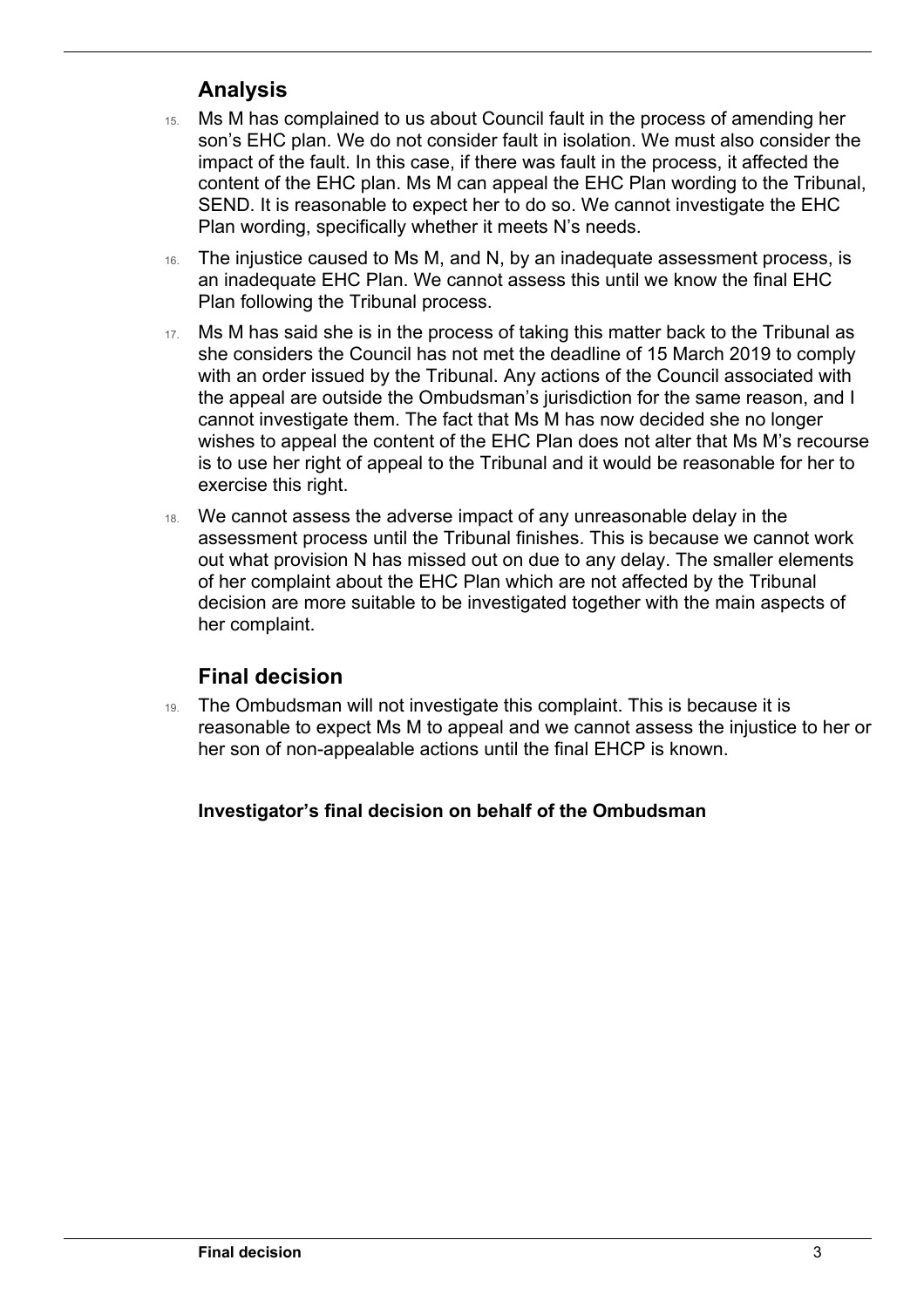## Analysis

15. Ms M has complained to us about Council fault in the process of amending her son's EHC plan. We do not consider fault in isolation. We must also consider the impact of the fault. In this case, if there was fault in the process, it affected the content of the EHC plan. Ms M can appeal the EHC Plan wording to the Tribunal, SEND. It is reasonable to expect her to do so. We cannot investigate the EHC Plan wording, specifically whether it meets N's needs.

16. The injustice caused to Ms M, and N, by an inadequate assessment process, is an inadequate EHC Plan. We cannot assess this until we know the final EHC Plan following the Tribunal process.

17. Ms M has said she is in the process of taking this matter back to the Tribunal as she considers the Council has not met the deadline of 15 March 2019 to comply with an order issued by the Tribunal. Any actions of the Council associated with the appeal are outside the Ombudsman's jurisdiction for the same reason, and I cannot investigate them. The fact that Ms M has now decided she no longer wishes to appeal the content of the EHC Plan does not alter that Ms M's recourse is to use her right of appeal to the Tribunal and it would be reasonable for her to exercise this right.

18. We cannot assess the adverse impact of any unreasonable delay in the assessment process until the Tribunal finishes. This is because we cannot work out what provision N has missed out on due to any delay. The smaller elements of her complaint about the EHC Plan which are not affected by the Tribunal decision are more suitable to be investigated together with the main aspects of her complaint.

## Final decision

19. The Ombudsman will not investigate this complaint. This is because it is reasonable to expect Ms M to appeal and we cannot assess the injustice to her or her son of non-appealable actions until the final EHCP is known.

**Investigator's final decision on behalf of the Ombudsman**